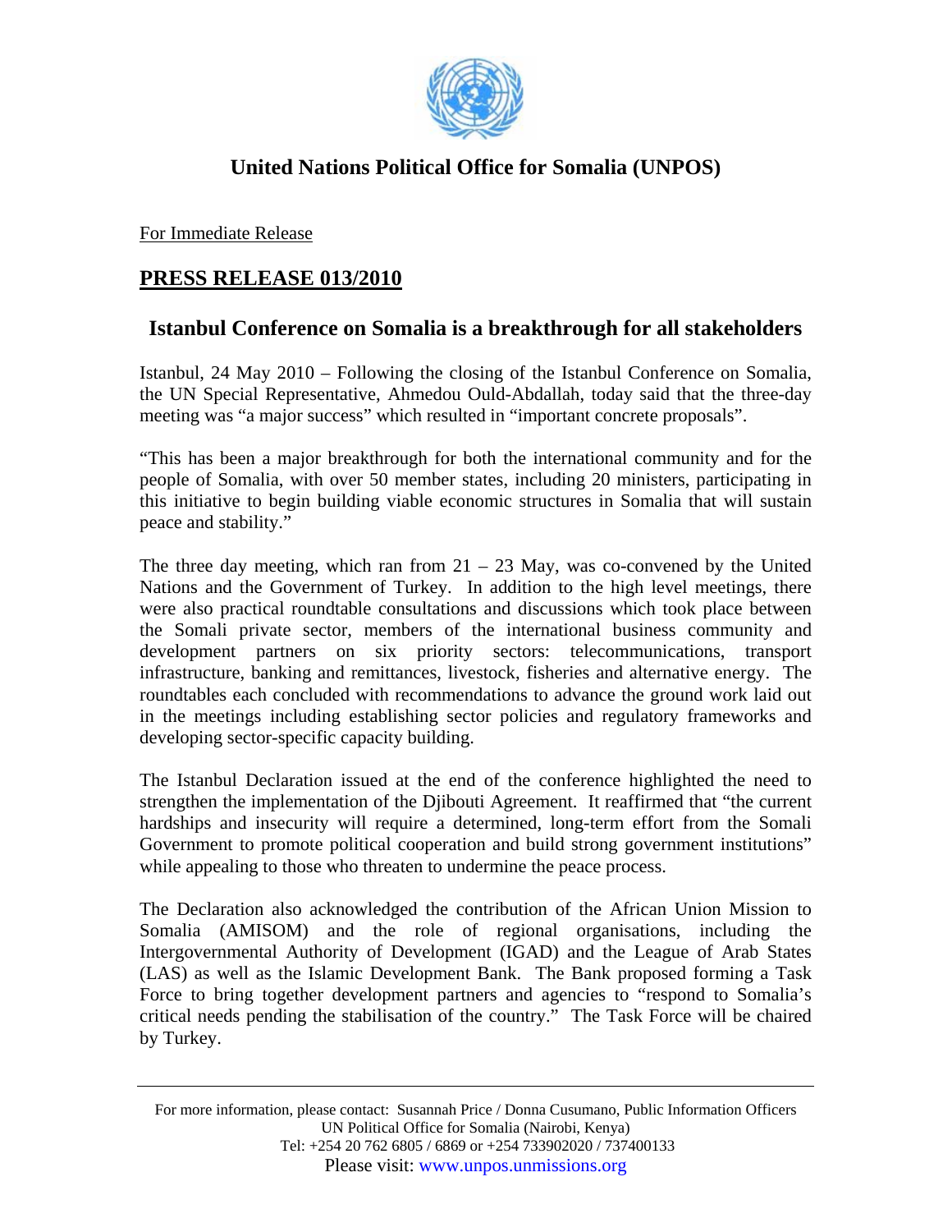# United Nations Political Office for Somalia (UNPOS)

For Immediate Release

## PRESS RELEASE 013/2010

### Istanbul Conference on Somalia is a breakthrough for all stakeholders

Istanbul, 24 May 2010 – Following the closing of the Istanbul Conference on Somalia, the UN Special Representative, Ahmedou Ould-Abdallah, today said that the three-day meeting was "a major success" which resulted in "important concrete proposals".

"This has been a major breakthrough for both the international community and for the people of Somalia, with over 50 member states, including 20 ministers, participating in this initiative to begin building viable economic structures in Somalia that will sustain peace and stability."

The three day meeting, which ran from 21 – 23 May, was co-convened by the United Nations and the Government of Turkey. In addition to the high level meetings, there were also practical roundtable consultations and discussions which took place between the Somali private sector, members of the international business community and development partners on six priority sectors: telecommunications, transport infrastructure, banking and remittances, livestock, fisheries and alternative energy. The roundtables each concluded with recommendations to advance the ground work laid out in the meetings including establishing sector policies and regulatory frameworks and developing sector-specific capacity building.

The Istanbul Declaration issued at the end of the conference highlighted the need to strengthen the implementation of the Djibouti Agreement. It reaffirmed that "the current hardships and insecurity will require a determined, long-term effort from the Somali Government to promote political cooperation and build strong government institutions" while appealing to those who threaten to undermine the peace process.

The Declaration also acknowledged the contribution of the African Union Mission to Somalia (AMISOM) and the role of regional organisations, including the Intergovernmental Authority of Development (IGAD) and the League of Arab States (LAS) as well as the Islamic Development Bank. The Bank proposed forming a Task Force to bring together development partners and agencies to "respond to Somalia's critical needs pending the stabilisation of the country." The Task Force will be chaired by Turkey.

---

For more information, please contact: Susannah Price / Donna Cusumano, Public Information Officers
UN Political Office for Somalia (Nairobi, Kenya)
Tel: +254 20 762 6805 / 6869 or +254 733902020 / 737400133
Please visit: www.unpos.unmissions.org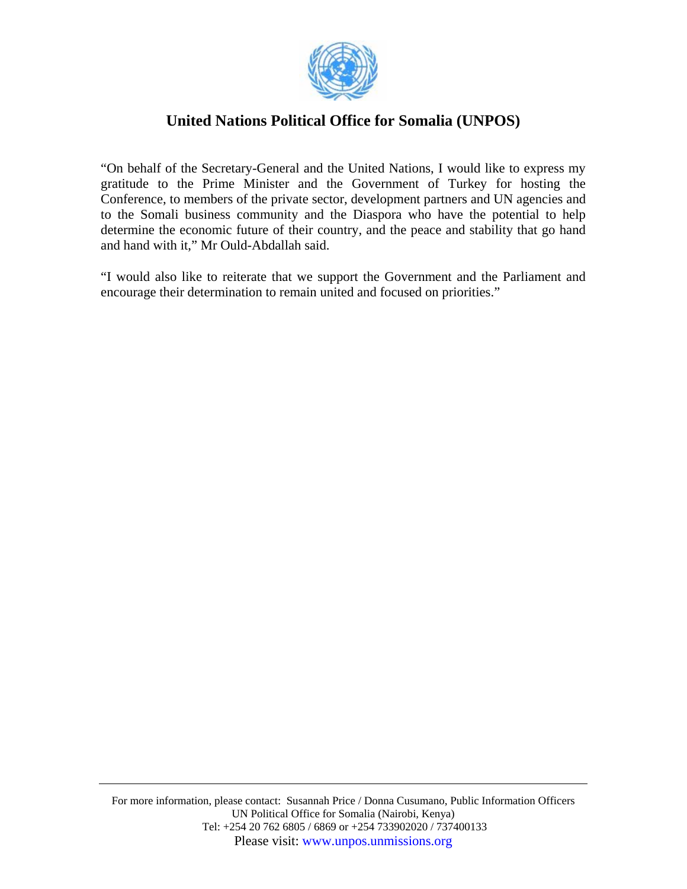## United Nations Political Office for Somalia (UNPOS)

"On behalf of the Secretary-General and the United Nations, I would like to express my gratitude to the Prime Minister and the Government of Turkey for hosting the Conference, to members of the private sector, development partners and UN agencies and to the Somali business community and the Diaspora who have the potential to help determine the economic future of their country, and the peace and stability that go hand and hand with it," Mr Ould-Abdallah said.

"I would also like to reiterate that we support the Government and the Parliament and encourage their determination to remain united and focused on priorities."

---

For more information, please contact: Susannah Price / Donna Cusumano, Public Information Officers
UN Political Office for Somalia (Nairobi, Kenya)
Tel: +254 20 762 6805 / 6869 or +254 733902020 / 737400133
Please visit: www.unpos.unmissions.org